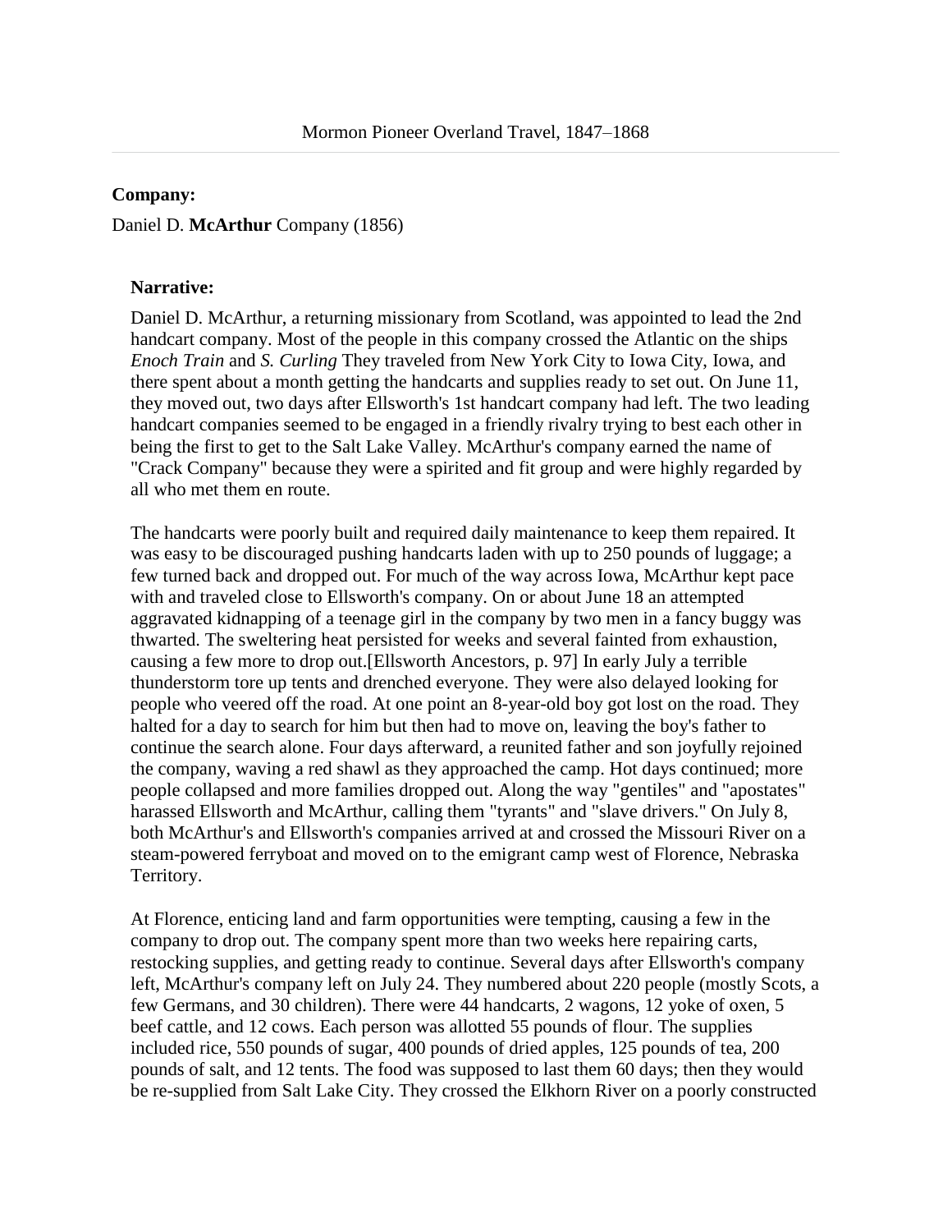Mormon Pioneer Overland Travel, 1847–1868

**Company:**

Daniel D. **McArthur** Company (1856)

**Narrative:**

Daniel D. McArthur, a returning missionary from Scotland, was appointed to lead the 2nd handcart company. Most of the people in this company crossed the Atlantic on the ships *Enoch Train* and *S. Curling* They traveled from New York City to Iowa City, Iowa, and there spent about a month getting the handcarts and supplies ready to set out. On June 11, they moved out, two days after Ellsworth's 1st handcart company had left. The two leading handcart companies seemed to be engaged in a friendly rivalry trying to best each other in being the first to get to the Salt Lake Valley. McArthur's company earned the name of "Crack Company" because they were a spirited and fit group and were highly regarded by all who met them en route.

The handcarts were poorly built and required daily maintenance to keep them repaired. It was easy to be discouraged pushing handcarts laden with up to 250 pounds of luggage; a few turned back and dropped out. For much of the way across Iowa, McArthur kept pace with and traveled close to Ellsworth's company. On or about June 18 an attempted aggravated kidnapping of a teenage girl in the company by two men in a fancy buggy was thwarted. The sweltering heat persisted for weeks and several fainted from exhaustion, causing a few more to drop out.[Ellsworth Ancestors, p. 97] In early July a terrible thunderstorm tore up tents and drenched everyone. They were also delayed looking for people who veered off the road. At one point an 8-year-old boy got lost on the road. They halted for a day to search for him but then had to move on, leaving the boy's father to continue the search alone. Four days afterward, a reunited father and son joyfully rejoined the company, waving a red shawl as they approached the camp. Hot days continued; more people collapsed and more families dropped out. Along the way "gentiles" and "apostates" harassed Ellsworth and McArthur, calling them "tyrants" and "slave drivers." On July 8, both McArthur's and Ellsworth's companies arrived at and crossed the Missouri River on a steam-powered ferryboat and moved on to the emigrant camp west of Florence, Nebraska Territory.

At Florence, enticing land and farm opportunities were tempting, causing a few in the company to drop out. The company spent more than two weeks here repairing carts, restocking supplies, and getting ready to continue. Several days after Ellsworth's company left, McArthur's company left on July 24. They numbered about 220 people (mostly Scots, a few Germans, and 30 children). There were 44 handcarts, 2 wagons, 12 yoke of oxen, 5 beef cattle, and 12 cows. Each person was allotted 55 pounds of flour. The supplies included rice, 550 pounds of sugar, 400 pounds of dried apples, 125 pounds of tea, 200 pounds of salt, and 12 tents. The food was supposed to last them 60 days; then they would be re-supplied from Salt Lake City. They crossed the Elkhorn River on a poorly constructed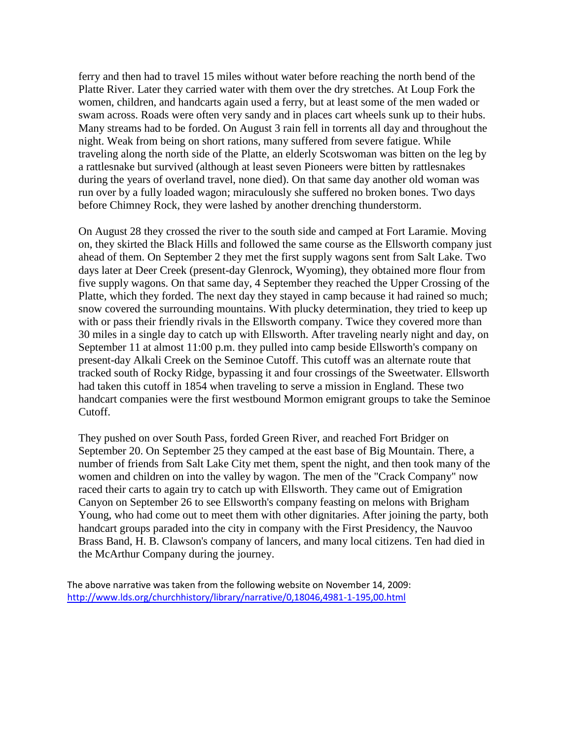ferry and then had to travel 15 miles without water before reaching the north bend of the Platte River. Later they carried water with them over the dry stretches. At Loup Fork the women, children, and handcarts again used a ferry, but at least some of the men waded or swam across. Roads were often very sandy and in places cart wheels sunk up to their hubs. Many streams had to be forded. On August 3 rain fell in torrents all day and throughout the night. Weak from being on short rations, many suffered from severe fatigue. While traveling along the north side of the Platte, an elderly Scotswoman was bitten on the leg by a rattlesnake but survived (although at least seven Pioneers were bitten by rattlesnakes during the years of overland travel, none died). On that same day another old woman was run over by a fully loaded wagon; miraculously she suffered no broken bones. Two days before Chimney Rock, they were lashed by another drenching thunderstorm.

On August 28 they crossed the river to the south side and camped at Fort Laramie. Moving on, they skirted the Black Hills and followed the same course as the Ellsworth company just ahead of them. On September 2 they met the first supply wagons sent from Salt Lake. Two days later at Deer Creek (present-day Glenrock, Wyoming), they obtained more flour from five supply wagons. On that same day, 4 September they reached the Upper Crossing of the Platte, which they forded. The next day they stayed in camp because it had rained so much; snow covered the surrounding mountains. With plucky determination, they tried to keep up with or pass their friendly rivals in the Ellsworth company. Twice they covered more than 30 miles in a single day to catch up with Ellsworth. After traveling nearly night and day, on September 11 at almost 11:00 p.m. they pulled into camp beside Ellsworth's company on present-day Alkali Creek on the Seminoe Cutoff. This cutoff was an alternate route that tracked south of Rocky Ridge, bypassing it and four crossings of the Sweetwater. Ellsworth had taken this cutoff in 1854 when traveling to serve a mission in England. These two handcart companies were the first westbound Mormon emigrant groups to take the Seminoe Cutoff.

They pushed on over South Pass, forded Green River, and reached Fort Bridger on September 20. On September 25 they camped at the east base of Big Mountain. There, a number of friends from Salt Lake City met them, spent the night, and then took many of the women and children on into the valley by wagon. The men of the "Crack Company" now raced their carts to again try to catch up with Ellsworth. They came out of Emigration Canyon on September 26 to see Ellsworth's company feasting on melons with Brigham Young, who had come out to meet them with other dignitaries. After joining the party, both handcart groups paraded into the city in company with the First Presidency, the Nauvoo Brass Band, H. B. Clawson's company of lancers, and many local citizens. Ten had died in the McArthur Company during the journey.

The above narrative was taken from the following website on November 14, 2009: http://www.lds.org/churchhistory/library/narrative/0,18046,4981-1-195,00.html